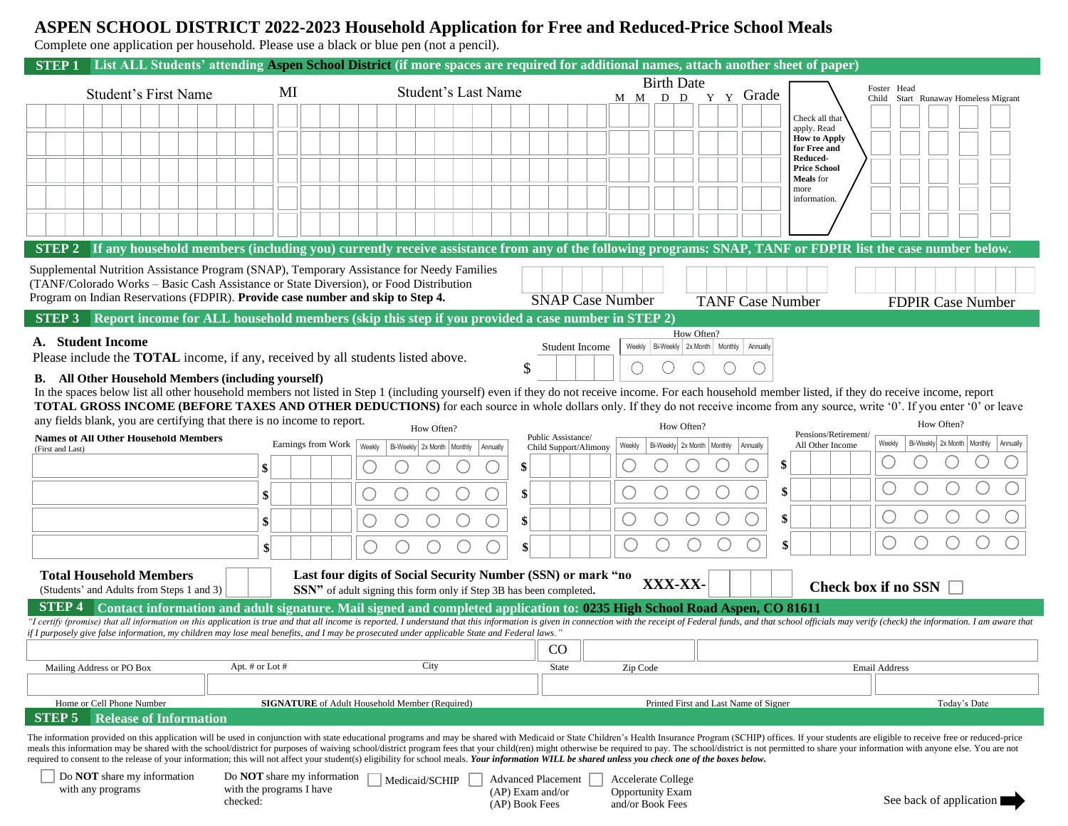# ASPEN SCHOOL DISTRICT 2022-2023 Household Application for Free and Reduced-Price School Meals

Complete one application per household. Please use a black or blue pen (not a pencil).

## STEP 1 List ALL Students' attending Aspen School District (if more spaces are required for additional names, attach another sheet of paper)

| Student's First Name | MI | Student's Last Name | Birth Date M M D D Y Y | Grade | Check all that apply. Read **How to Apply for Free and Reduced-Price School Meals** for more information. | Foster Child | Head Start | Runaway | Homeless | Migrant |
|---|---|---|---|---|---|---|---|---|---|---|
| | | | | | | | | | | |
| | | | | | | | | | | |
| | | | | | | | | | | |
| | | | | | | | | | | |
| | | | | | | | | | | |

## STEP 2 If any household members (including you) currently receive assistance from any of the following programs: SNAP, TANF or FDPIR list the case number below.

Supplemental Nutrition Assistance Program (SNAP), Temporary Assistance for Needy Families (TANF/Colorado Works – Basic Cash Assistance or State Diversion), or Food Distribution Program on Indian Reservations (FDPIR). **Provide case number and skip to Step 4.**

SNAP Case Number | TANF Case Number | FDPIR Case Number

## STEP 3 Report income for ALL household members (skip this step if you provided a case number in STEP 2)

**A. Student Income**

Please include the **TOTAL** income, if any, received by all students listed above.

| Student Income | How Often? Weekly | Bi-Weekly | 2x Month | Monthly | Annually |
|---|---|---|---|---|---|
| $ | ◯ | ◯ | ◯ | ◯ | ◯ |

**B. All Other Household Members (including yourself)**

In the spaces below list all other household members not listed in Step 1 (including yourself) even if they do not receive income. For each household member listed, if they do receive income, report **TOTAL GROSS INCOME (BEFORE TAXES AND OTHER DEDUCTIONS)** for each source in whole dollars only. If they do not receive income from any source, write '0'. If you enter '0' or leave any fields blank, you are certifying that there is no income to report.

| Names of All Other Household Members (First and Last) | Earnings from Work | How Often? Weekly | Bi-Weekly | 2x Month | Monthly | Annually | Public Assistance/ Child Support/Alimony | How Often? Weekly | Bi-Weekly | 2x Month | Monthly | Annually | Pensions/Retirement/ All Other Income | How Often? Weekly | Bi-Weekly | 2x Month | Monthly | Annually |
|---|---|---|---|---|---|---|---|---|---|---|---|---|---|---|---|---|---|---|
| | $ | ◯ | ◯ | ◯ | ◯ | ◯ | $ | ◯ | ◯ | ◯ | ◯ | ◯ | $ | ◯ | ◯ | ◯ | ◯ | ◯ |
| | $ | ◯ | ◯ | ◯ | ◯ | ◯ | $ | ◯ | ◯ | ◯ | ◯ | ◯ | $ | ◯ | ◯ | ◯ | ◯ | ◯ |
| | $ | ◯ | ◯ | ◯ | ◯ | ◯ | $ | ◯ | ◯ | ◯ | ◯ | ◯ | $ | ◯ | ◯ | ◯ | ◯ | ◯ |
| | $ | ◯ | ◯ | ◯ | ◯ | ◯ | $ | ◯ | ◯ | ◯ | ◯ | ◯ | $ | ◯ | ◯ | ◯ | ◯ | ◯ |

**Total Household Members** (Students' and Adults from Steps 1 and 3) ______

**Last four digits of Social Security Number (SSN) or mark "no SSN"** of adult signing this form only if Step 3B has been completed. **XXX-XX-** ______

**Check box if no SSN** ☐

## STEP 4 Contact information and adult signature. Mail signed and completed application to: 0235 High School Road Aspen, CO 81611

*"I certify (promise) that all information on this application is true and that all income is reported. I understand that this information is given in connection with the receipt of Federal funds, and that school officials may verify (check) the information. I am aware that if I purposely give false information, my children may lose meal benefits, and I may be prosecuted under applicable State and Federal laws."*

| Mailing Address or PO Box | Apt. # or Lot # | City | State | Zip Code | Email Address |
|---|---|---|---|---|---|
| | | | CO | | |

| Home or Cell Phone Number | **SIGNATURE** of Adult Household Member (Required) | Printed First and Last Name of Signer | Today's Date |
|---|---|---|---|
| | | | |

## STEP 5 Release of Information

The information provided on this application will be used in conjunction with state educational programs and may be shared with Medicaid or State Children's Health Insurance Program (SCHIP) offices. If your students are eligible to receive free or reduced-price meals this information may be shared with the school/district for purposes of waiving school/district program fees that your child(ren) might otherwise be required to pay. The school/district is not permitted to share your information with anyone else. You are not required to consent to the release of your information; this will not affect your student(s) eligibility for school meals. ***Your information WILL be shared unless you check one of the boxes below.***

☐ Do **NOT** share my information with any programs

Do **NOT** share my information with the programs I have checked: ☐ Medicaid/SCHIP ☐ Advanced Placement (AP) Exam and/or (AP) Book Fees ☐ Accelerate College Opportunity Exam and/or Book Fees

See back of application ➡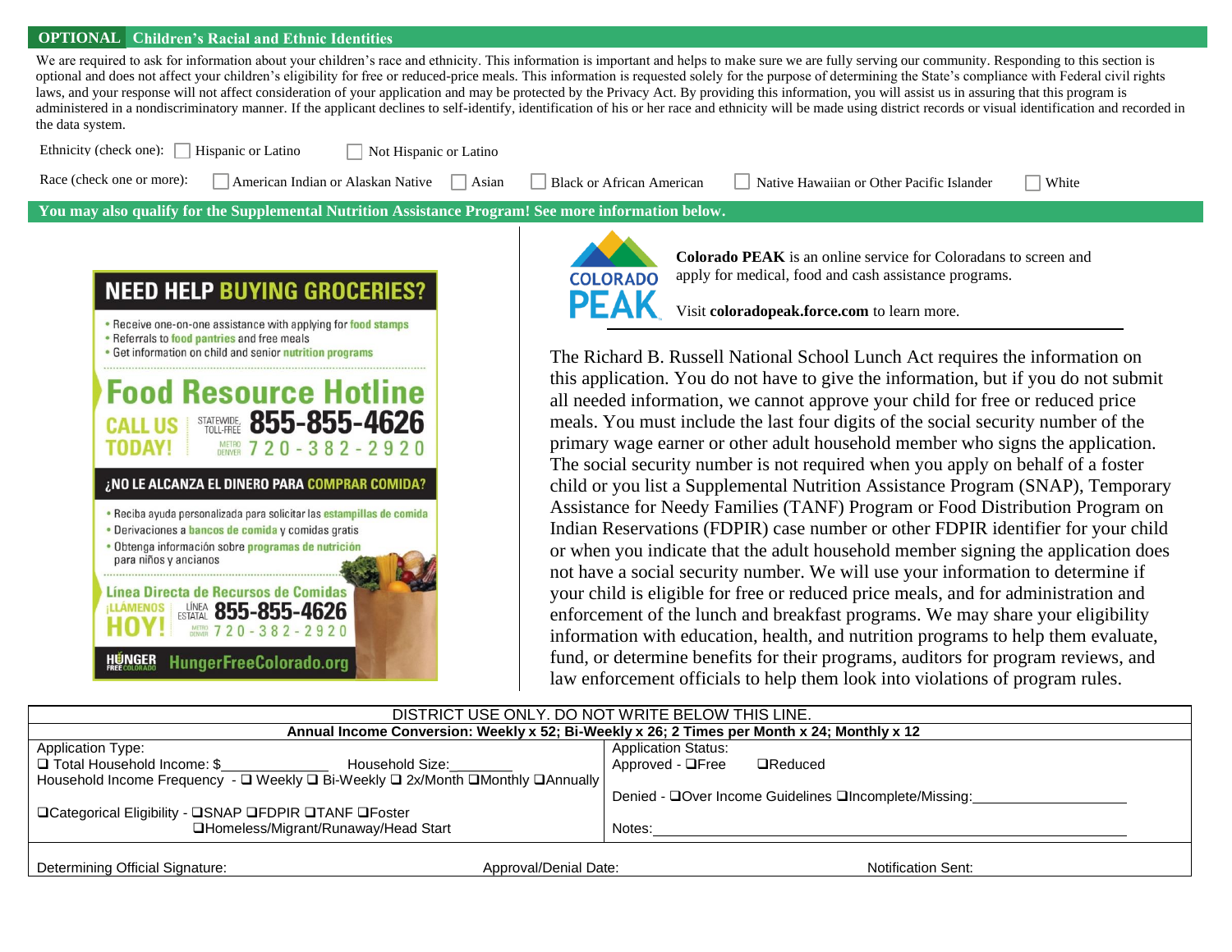## OPTIONAL Children's Racial and Ethnic Identities

We are required to ask for information about your children's race and ethnicity. This information is important and helps to make sure we are fully serving our community. Responding to this section is optional and does not affect your children's eligibility for free or reduced-price meals. This information is requested solely for the purpose of determining the State's compliance with Federal civil rights laws, and your response will not affect consideration of your application and may be protected by the Privacy Act. By providing this information, you will assist us in assuring that this program is administered in a nondiscriminatory manner. If the applicant declines to self-identify, identification of his or her race and ethnicity will be made using district records or visual identification and recorded in the data system.

Ethnicity (check one): ☐ Hispanic or Latino ☐ Not Hispanic or Latino

Race (check one or more): ☐ American Indian or Alaskan Native ☐ Asian ☐ Black or African American ☐ Native Hawaiian or Other Pacific Islander ☐ White

**You may also qualify for the Supplemental Nutrition Assistance Program! See more information below.**

### NEED HELP BUYING GROCERIES?

- Receive one-on-one assistance with applying for food stamps
- Referrals to food pantries and free meals
- Get information on child and senior nutrition programs

**Food Resource Hotline**

CALL US TODAY! STATEWIDE, TOLL-FREE 855-855-4626 METRO DENVER 720-382-2920

### ¿NO LE ALCANZA EL DINERO PARA COMPRAR COMIDA?

- Reciba ayuda personalizada para solicitar las estampillas de comida
- Derivaciones a bancos de comida y comidas gratis
- Obtenga información sobre programas de nutrición para niños y ancianos

**Línea Directa de Recursos de Comidas**

¡LLÁMENOS HOY! LÍNEA ESTATAL 855-855-4626 METRO DENVER 720-382-2920

HUNGER FREE COLORADO HungerFreeColorado.org

COLORADO PEAK

**Colorado PEAK** is an online service for Coloradans to screen and apply for medical, food and cash assistance programs.

Visit **coloradopeak.force.com** to learn more.

The Richard B. Russell National School Lunch Act requires the information on this application. You do not have to give the information, but if you do not submit all needed information, we cannot approve your child for free or reduced price meals. You must include the last four digits of the social security number of the primary wage earner or other adult household member who signs the application. The social security number is not required when you apply on behalf of a foster child or you list a Supplemental Nutrition Assistance Program (SNAP), Temporary Assistance for Needy Families (TANF) Program or Food Distribution Program on Indian Reservations (FDPIR) case number or other FDPIR identifier for your child or when you indicate that the adult household member signing the application does not have a social security number. We will use your information to determine if your child is eligible for free or reduced price meals, and for administration and enforcement of the lunch and breakfast programs. We may share your eligibility information with education, health, and nutrition programs to help them evaluate, fund, or determine benefits for their programs, auditors for program reviews, and law enforcement officials to help them look into violations of program rules.

| DISTRICT USE ONLY. DO NOT WRITE BELOW THIS LINE. | |
|---|---|
| **Annual Income Conversion: Weekly x 52; Bi-Weekly x 26; 2 Times per Month x 24; Monthly x 12** | |
| Application Type:<br>❑ Total Household Income: $\_\_\_\_\_\_\_\_\_\_\_\_\_\_ Household Size:\_\_\_\_\_\_\_\_<br>Household Income Frequency - ❑ Weekly ❑ Bi-Weekly ❑ 2x/Month ❑Monthly ❑Annually<br>❑Categorical Eligibility - ❑SNAP ❑FDPIR ❑TANF ❑Foster ❑Homeless/Migrant/Runaway/Head Start | Application Status:<br>Approved - ❑Free ❑Reduced<br>Denied - ❑Over Income Guidelines ❑Incomplete/Missing:\_\_\_\_\_\_\_\_\_\_\_\_\_\_\_\_<br>Notes:\_\_\_\_\_\_\_\_\_\_\_\_\_\_\_\_\_\_\_\_\_\_\_\_ |
| Determining Official Signature: Approval/Denial Date: | Notification Sent: |